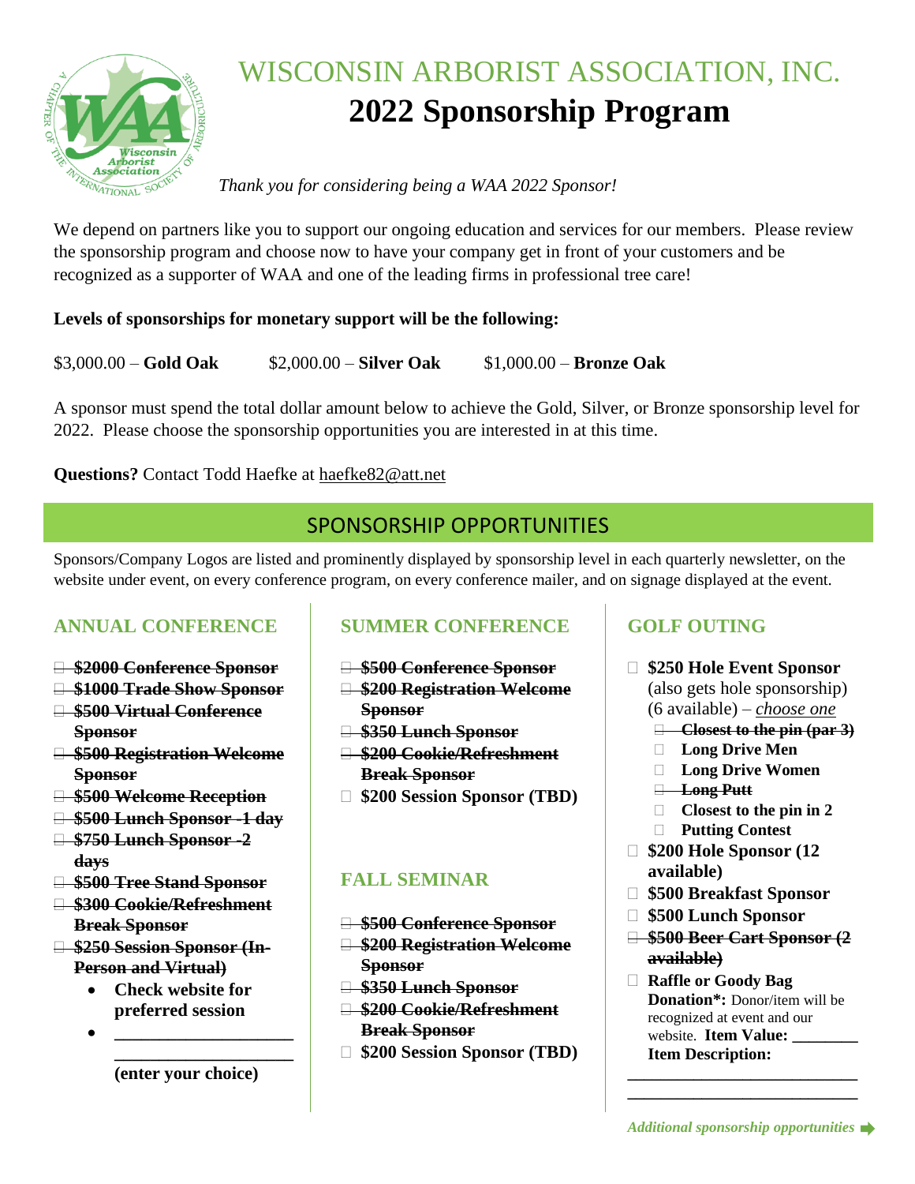# WISCONSIN ARBORIST ASSOCIATION, INC.

# 2022 Sponsorship Program

*Thank you for considering being a WAA 2022 Sponsor!*

We depend on partners like you to support our ongoing education and services for our members. Please review the sponsorship program and choose now to have your company get in front of your customers and be recognized as a supporter of WAA and one of the leading firms in professional tree care!

**Levels of sponsorships for monetary support will be the following:**

$3,000.00 – **Gold Oak** $2,000.00 – **Silver Oak** $1,000.00 – **Bronze Oak**

A sponsor must spend the total dollar amount below to achieve the Gold, Silver, or Bronze sponsorship level for 2022. Please choose the sponsorship opportunities you are interested in at this time.

**Questions?** Contact Todd Haefke at haefke82@att.net

## SPONSORSHIP OPPORTUNITIES

Sponsors/Company Logos are listed and prominently displayed by sponsorship level in each quarterly newsletter, on the website under event, on every conference program, on every conference mailer, and on signage displayed at the event.

### ANNUAL CONFERENCE

- ☐ ~~**$2000 Conference Sponsor**~~
- ☐ ~~**$1000 Trade Show Sponsor**~~
- ☐ ~~**$500 Virtual Conference Sponsor**~~
- ☐ ~~**$500 Registration Welcome Sponsor**~~
- ☐ ~~**$500 Welcome Reception**~~
- ☐ ~~**$500 Lunch Sponsor -1 day**~~
- ☐ ~~**$750 Lunch Sponsor -2 days**~~
- ☐ ~~**$500 Tree Stand Sponsor**~~
- ☐ ~~**$300 Cookie/Refreshment Break Sponsor**~~
- ☐ ~~**$250 Session Sponsor (In-Person and Virtual)**~~
  - **Check website for preferred session**
  - **____________________ ____________________ (enter your choice)**

### SUMMER CONFERENCE

- ☐ ~~**$500 Conference Sponsor**~~
- ☐ ~~**$200 Registration Welcome Sponsor**~~
- ☐ ~~**$350 Lunch Sponsor**~~
- ☐ ~~**$200 Cookie/Refreshment Break Sponsor**~~
- ☐ **$200 Session Sponsor (TBD)**

### FALL SEMINAR

- ☐ ~~**$500 Conference Sponsor**~~
- ☐ ~~**$200 Registration Welcome Sponsor**~~
- ☐ ~~**$350 Lunch Sponsor**~~
- ☐ ~~**$200 Cookie/Refreshment Break Sponsor**~~
- ☐ **$200 Session Sponsor (TBD)**

### GOLF OUTING

- ☐ **$250 Hole Event Sponsor** (also gets hole sponsorship) (6 available) – *choose one*
  - ☐ ~~**Closest to the pin (par 3)**~~
  - ☐ **Long Drive Men**
  - ☐ **Long Drive Women**
  - ☐ ~~**Long Putt**~~
  - ☐ **Closest to the pin in 2**
  - ☐ **Putting Contest**
- ☐ **$200 Hole Sponsor (12 available)**
- ☐ **$500 Breakfast Sponsor**
- ☐ **$500 Lunch Sponsor**
- ☐ ~~**$500 Beer Cart Sponsor (2 available)**~~
- ☐ **Raffle or Goody Bag Donation\*:** Donor/item will be recognized at event and our website. **Item Value: ________ Item Description:**

____________________________
____________________________

*Additional sponsorship opportunities* ➡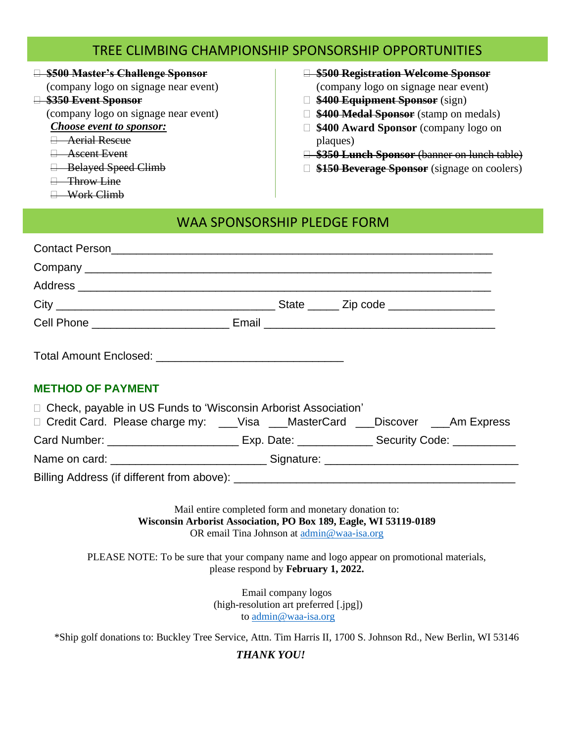## TREE CLIMBING CHAMPIONSHIP SPONSORSHIP OPPORTUNITIES

- ☐ ~~**$500 Master's Challenge Sponsor**~~ (company logo on signage near event)
- ☐ ~~**$350 Event Sponsor**~~ (company logo on signage near event)

  ***Choose event to sponsor:***
  - ☐ ~~Aerial Rescue~~
  - ☐ ~~Ascent Event~~
  - ☐ ~~Belayed Speed Climb~~
  - ☐ ~~Throw Line~~
  - ☐ ~~Work Climb~~
- ☐ ~~**$500 Registration Welcome Sponsor**~~ (company logo on signage near event)
- ☐ ~~**$400 Equipment Sponsor**~~ (sign)
- ☐ ~~**$400 Medal Sponsor**~~ (stamp on medals)
- ☐ **$400 Award Sponsor** (company logo on plaques)
- ☐ ~~**$350 Lunch Sponsor** (banner on lunch table)~~
- ☐ ~~**$150 Beverage Sponsor**~~ (signage on coolers)

## WAA SPONSORSHIP PLEDGE FORM

Contact Person_______________________________________________________________

Company ____________________________________________________________________

Address _____________________________________________________________________

City _________________________________ State _____ Zip code ________________

Cell Phone _____________________ Email _____________________________________

Total Amount Enclosed: _____________________________

### METHOD OF PAYMENT

☐ Check, payable in US Funds to 'Wisconsin Arborist Association'

☐ Credit Card. Please charge my: ___Visa ___MasterCard ___Discover ___Am Express

Card Number: ____________________ Exp. Date: ___________ Security Code: _________

Name on card: ________________________ Signature: ______________________________

Billing Address (if different from above): ___________________________________________

Mail entire completed form and monetary donation to:
**Wisconsin Arborist Association, PO Box 189, Eagle, WI 53119-0189**
OR email Tina Johnson at admin@waa-isa.org

PLEASE NOTE: To be sure that your company name and logo appear on promotional materials, please respond by **February 1, 2022.**

Email company logos
(high-resolution art preferred [.jpg])
to admin@waa-isa.org

*Ship golf donations to: Buckley Tree Service, Attn. Tim Harris II, 1700 S. Johnson Rd., New Berlin, WI 53146

***THANK YOU!***